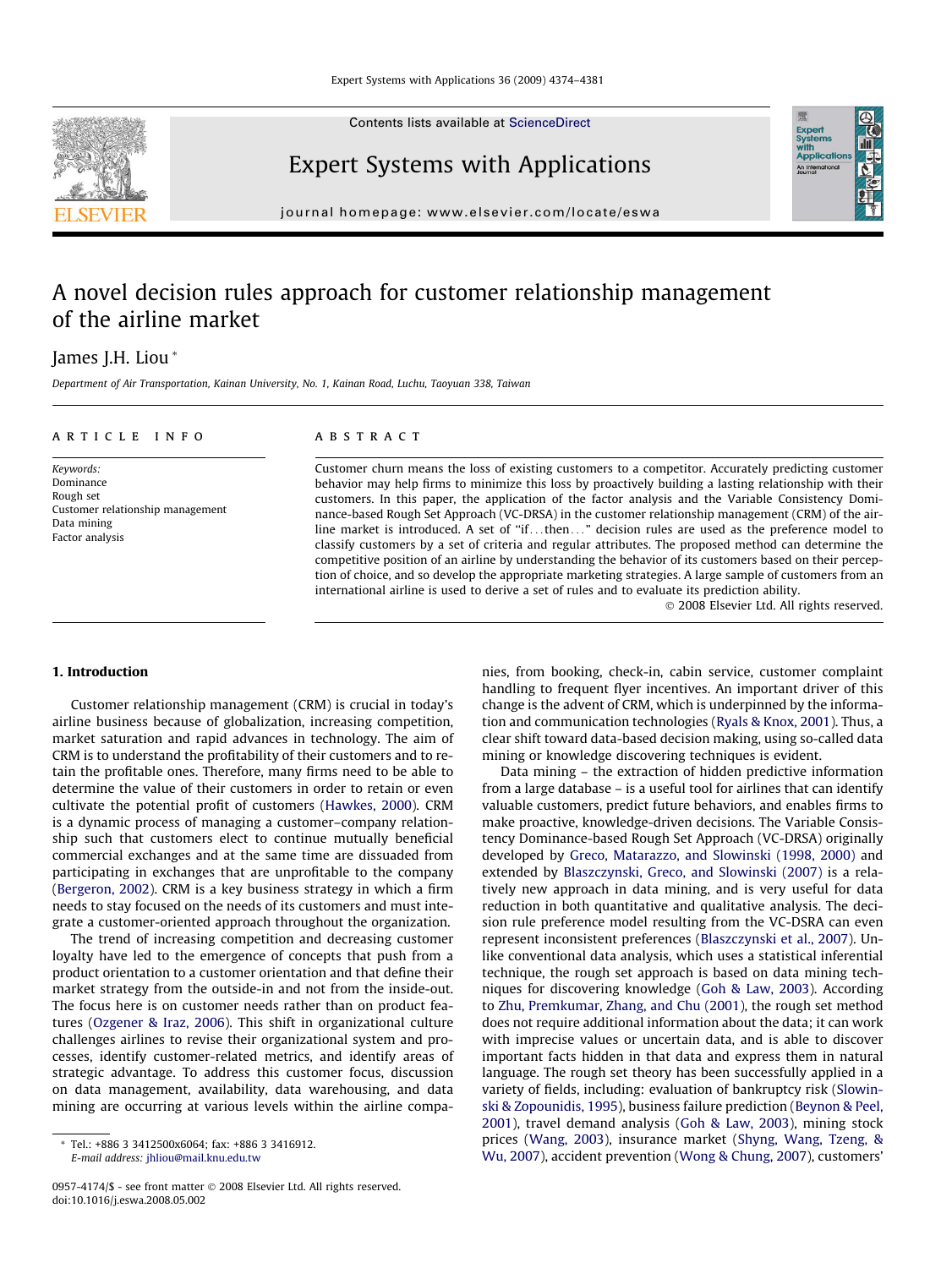# A novel decision rules approach for customer relationship management of the airline market

James J.H. Liou *

*Department of Air Transportation, Kainan University, No. 1, Kainan Road, Luchu, Taoyuan 338, Taiwan*

ARTICLE INFO

*Keywords:*
Dominance
Rough set
Customer relationship management
Data mining
Factor analysis

ABSTRACT

Customer churn means the loss of existing customers to a competitor. Accurately predicting customer behavior may help firms to minimize this loss by proactively building a lasting relationship with their customers. In this paper, the application of the factor analysis and the Variable Consistency Dominance-based Rough Set Approach (VC-DRSA) in the customer relationship management (CRM) of the airline market is introduced. A set of "if...then..." decision rules are used as the preference model to classify customers by a set of criteria and regular attributes. The proposed method can determine the competitive position of an airline by understanding the behavior of its customers based on their perception of choice, and so develop the appropriate marketing strategies. A large sample of customers from an international airline is used to derive a set of rules and to evaluate its prediction ability.

© 2008 Elsevier Ltd. All rights reserved.

## 1. Introduction

Customer relationship management (CRM) is crucial in today's airline business because of globalization, increasing competition, market saturation and rapid advances in technology. The aim of CRM is to understand the profitability of their customers and to retain the profitable ones. Therefore, many firms need to be able to determine the value of their customers in order to retain or even cultivate the potential profit of customers (Hawkes, 2000). CRM is a dynamic process of managing a customer–company relationship such that customers elect to continue mutually beneficial commercial exchanges and at the same time are dissuaded from participating in exchanges that are unprofitable to the company (Bergeron, 2002). CRM is a key business strategy in which a firm needs to stay focused on the needs of its customers and must integrate a customer-oriented approach throughout the organization.

The trend of increasing competition and decreasing customer loyalty have led to the emergence of concepts that push from a product orientation to a customer orientation and that define their market strategy from the outside-in and not from the inside-out. The focus here is on customer needs rather than on product features (Ozgener & Iraz, 2006). This shift in organizational culture challenges airlines to revise their organizational system and processes, identify customer-related metrics, and identify areas of strategic advantage. To address this customer focus, discussion on data management, availability, data warehousing, and data mining are occurring at various levels within the airline companies, from booking, check-in, cabin service, customer complaint handling to frequent flyer incentives. An important driver of this change is the advent of CRM, which is underpinned by the information and communication technologies (Ryals & Knox, 2001). Thus, a clear shift toward data-based decision making, using so-called data mining or knowledge discovering techniques is evident.

Data mining – the extraction of hidden predictive information from a large database – is a useful tool for airlines that can identify valuable customers, predict future behaviors, and enables firms to make proactive, knowledge-driven decisions. The Variable Consistency Dominance-based Rough Set Approach (VC-DRSA) originally developed by Greco, Matarazzo, and Slowinski (1998, 2000) and extended by Blaszczynski, Greco, and Slowinski (2007) is a relatively new approach in data mining, and is very useful for data reduction in both quantitative and qualitative analysis. The decision rule preference model resulting from the VC-DSRA can even represent inconsistent preferences (Blaszczynski et al., 2007). Unlike conventional data analysis, which uses a statistical inferential technique, the rough set approach is based on data mining techniques for discovering knowledge (Goh & Law, 2003). According to Zhu, Premkumar, Zhang, and Chu (2001), the rough set method does not require additional information about the data; it can work with imprecise values or uncertain data, and is able to discover important facts hidden in that data and express them in natural language. The rough set theory has been successfully applied in a variety of fields, including: evaluation of bankruptcy risk (Slowinski & Zopounidis, 1995), business failure prediction (Beynon & Peel, 2001), travel demand analysis (Goh & Law, 2003), mining stock prices (Wang, 2003), insurance market (Shyng, Wang, Tzeng, & Wu, 2007), accident prevention (Wong & Chung, 2007), customers'

---

* Tel.: +886 3 3412500x6064; fax: +886 3 3416912.
*E-mail address:* jhliou@mail.knu.edu.tw

0957-4174/$ - see front matter © 2008 Elsevier Ltd. All rights reserved.
doi:10.1016/j.eswa.2008.05.002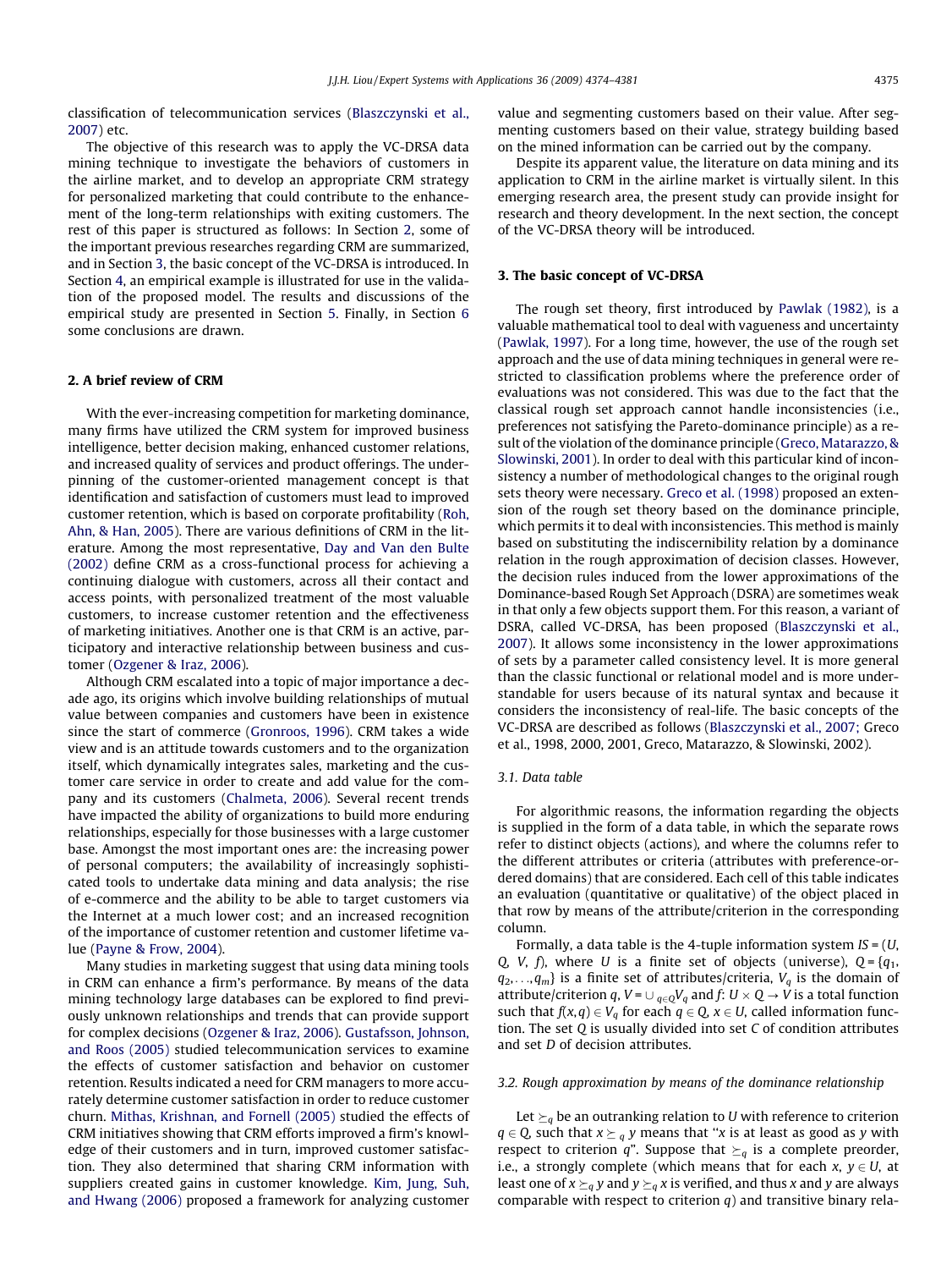classification of telecommunication services (Blaszczynski et al., 2007) etc.

The objective of this research was to apply the VC-DRSA data mining technique to investigate the behaviors of customers in the airline market, and to develop an appropriate CRM strategy for personalized marketing that could contribute to the enhancement of the long-term relationships with exiting customers. The rest of this paper is structured as follows: In Section 2, some of the important previous researches regarding CRM are summarized, and in Section 3, the basic concept of the VC-DRSA is introduced. In Section 4, an empirical example is illustrated for use in the validation of the proposed model. The results and discussions of the empirical study are presented in Section 5. Finally, in Section 6 some conclusions are drawn.

## 2. A brief review of CRM

With the ever-increasing competition for marketing dominance, many firms have utilized the CRM system for improved business intelligence, better decision making, enhanced customer relations, and increased quality of services and product offerings. The underpinning of the customer-oriented management concept is that identification and satisfaction of customers must lead to improved customer retention, which is based on corporate profitability (Roh, Ahn, & Han, 2005). There are various definitions of CRM in the literature. Among the most representative, Day and Van den Bulte (2002) define CRM as a cross-functional process for achieving a continuing dialogue with customers, across all their contact and access points, with personalized treatment of the most valuable customers, to increase customer retention and the effectiveness of marketing initiatives. Another one is that CRM is an active, participatory and interactive relationship between business and customer (Ozgener & Iraz, 2006).

Although CRM escalated into a topic of major importance a decade ago, its origins which involve building relationships of mutual value between companies and customers have been in existence since the start of commerce (Gronroos, 1996). CRM takes a wide view and is an attitude towards customers and to the organization itself, which dynamically integrates sales, marketing and the customer care service in order to create and add value for the company and its customers (Chalmeta, 2006). Several recent trends have impacted the ability of organizations to build more enduring relationships, especially for those businesses with a large customer base. Amongst the most important ones are: the increasing power of personal computers; the availability of increasingly sophisticated tools to undertake data mining and data analysis; the rise of e-commerce and the ability to be able to target customers via the Internet at a much lower cost; and an increased recognition of the importance of customer retention and customer lifetime value (Payne & Frow, 2004).

Many studies in marketing suggest that using data mining tools in CRM can enhance a firm's performance. By means of the data mining technology large databases can be explored to find previously unknown relationships and trends that can provide support for complex decisions (Ozgener & Iraz, 2006). Gustafsson, Johnson, and Roos (2005) studied telecommunication services to examine the effects of customer satisfaction and behavior on customer retention. Results indicated a need for CRM managers to more accurately determine customer satisfaction in order to reduce customer churn. Mithas, Krishnan, and Fornell (2005) studied the effects of CRM initiatives showing that CRM efforts improved a firm's knowledge of their customers and in turn, improved customer satisfaction. They also determined that sharing CRM information with suppliers created gains in customer knowledge. Kim, Jung, Suh, and Hwang (2006) proposed a framework for analyzing customer value and segmenting customers based on their value. After segmenting customers based on their value, strategy building based on the mined information can be carried out by the company.

Despite its apparent value, the literature on data mining and its application to CRM in the airline market is virtually silent. In this emerging research area, the present study can provide insight for research and theory development. In the next section, the concept of the VC-DRSA theory will be introduced.

## 3. The basic concept of VC-DRSA

The rough set theory, first introduced by Pawlak (1982), is a valuable mathematical tool to deal with vagueness and uncertainty (Pawlak, 1997). For a long time, however, the use of the rough set approach and the use of data mining techniques in general were restricted to classification problems where the preference order of evaluations was not considered. This was due to the fact that the classical rough set approach cannot handle inconsistencies (i.e., preferences not satisfying the Pareto-dominance principle) as a result of the violation of the dominance principle (Greco, Matarazzo, & Slowinski, 2001). In order to deal with this particular kind of inconsistency a number of methodological changes to the original rough sets theory were necessary. Greco et al. (1998) proposed an extension of the rough set theory based on the dominance principle, which permits it to deal with inconsistencies. This method is mainly based on substituting the indiscernibility relation by a dominance relation in the rough approximation of decision classes. However, the decision rules induced from the lower approximations of the Dominance-based Rough Set Approach (DSRA) are sometimes weak in that only a few objects support them. For this reason, a variant of DSRA, called VC-DRSA, has been proposed (Blaszczynski et al., 2007). It allows some inconsistency in the lower approximations of sets by a parameter called consistency level. It is more general than the classic functional or relational model and is more understandable for users because of its natural syntax and because it considers the inconsistency of real-life. The basic concepts of the VC-DRSA are described as follows (Blaszczynski et al., 2007; Greco et al., 1998, 2000, 2001, Greco, Matarazzo, & Slowinski, 2002).

### 3.1. Data table

For algorithmic reasons, the information regarding the objects is supplied in the form of a data table, in which the separate rows refer to distinct objects (actions), and where the columns refer to the different attributes or criteria (attributes with preference-ordered domains) that are considered. Each cell of this table indicates an evaluation (quantitative or qualitative) of the object placed in that row by means of the attribute/criterion in the corresponding column.

Formally, a data table is the 4-tuple information system $IS = (U, Q, V, f)$, where $U$ is a finite set of objects (universe), $Q = \{q_1, q_2, \ldots, q_m\}$ is a finite set of attributes/criteria, $V_q$ is the domain of attribute/criterion $q$, $V = \cup_{q \in Q} V_q$ and $f: U \times Q \rightarrow V$ is a total function such that $f(x, q) \in V_q$ for each $q \in Q$, $x \in U$, called information function. The set $Q$ is usually divided into set $C$ of condition attributes and set $D$ of decision attributes.

### 3.2. Rough approximation by means of the dominance relationship

Let $\succeq_q$ be an outranking relation to $U$ with reference to criterion $q \in Q$, such that $x \succeq_q y$ means that "$x$ is at least as good as $y$ with respect to criterion $q$". Suppose that $\succeq_q$ is a complete preorder, i.e., a strongly complete (which means that for each $x, y \in U$, at least one of $x \succeq_q y$ and $y \succeq_q x$ is verified, and thus $x$ and $y$ are always comparable with respect to criterion $q$) and transitive binary rela-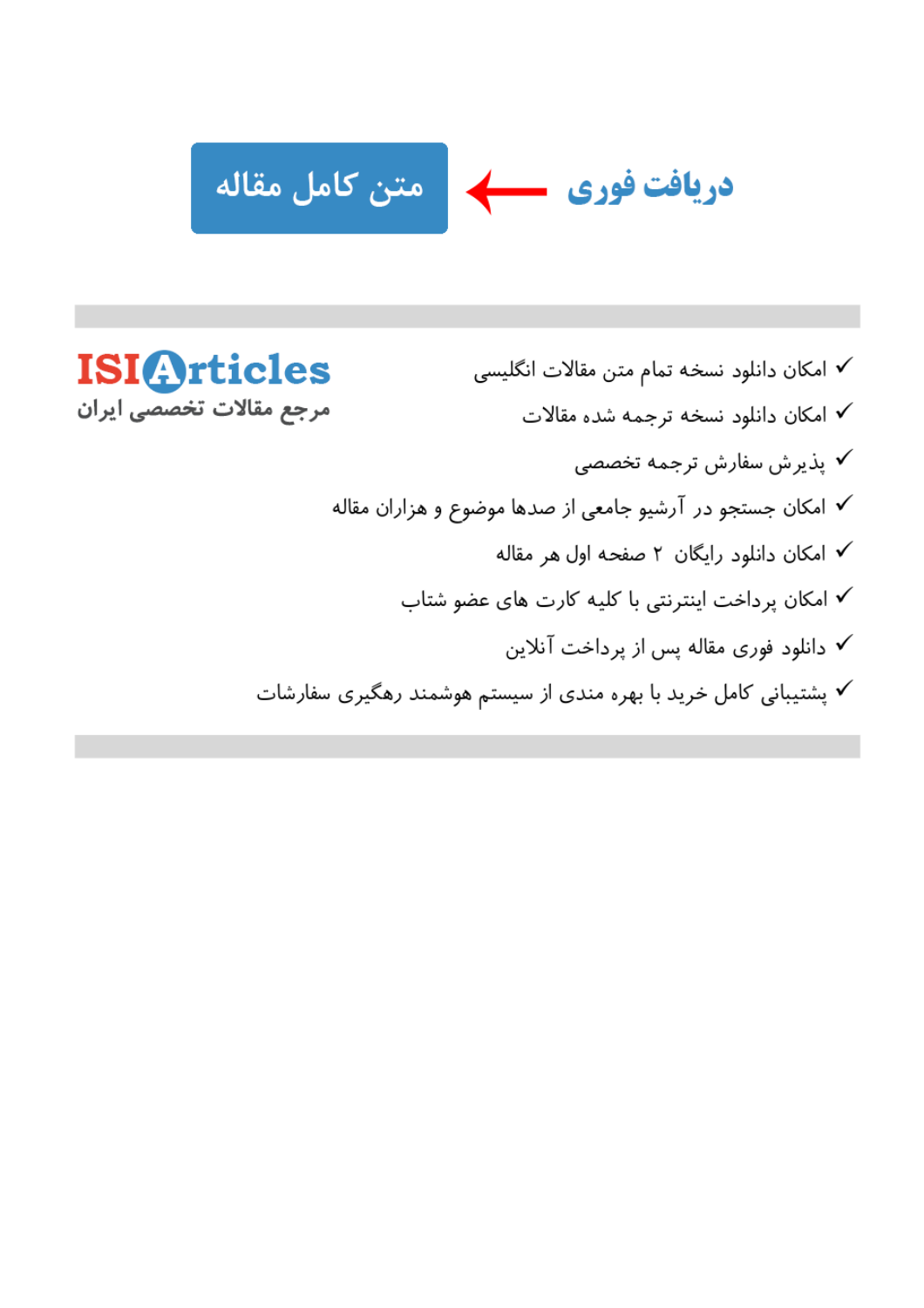**متن کامل مقاله** ← **دریافت فوری**

**ISIArticles**
مرجع مقالات تخصصی ایران

- ✓ امکان دانلود نسخه تمام متن مقالات انگلیسی
- ✓ امکان دانلود نسخه ترجمه شده مقالات
- ✓ پذیرش سفارش ترجمه تخصصی
- ✓ امکان جستجو در آرشیو جامعی از صدها موضوع و هزاران مقاله
- ✓ امکان دانلود رایگان ۲ صفحه اول هر مقاله
- ✓ امکان پرداخت اینترنتی با کلیه کارت های عضو شتاب
- ✓ دانلود فوری مقاله پس از پرداخت آنلاین
- ✓ پشتیبانی کامل خرید با بهره مندی از سیستم هوشمند رهگیری سفارشات